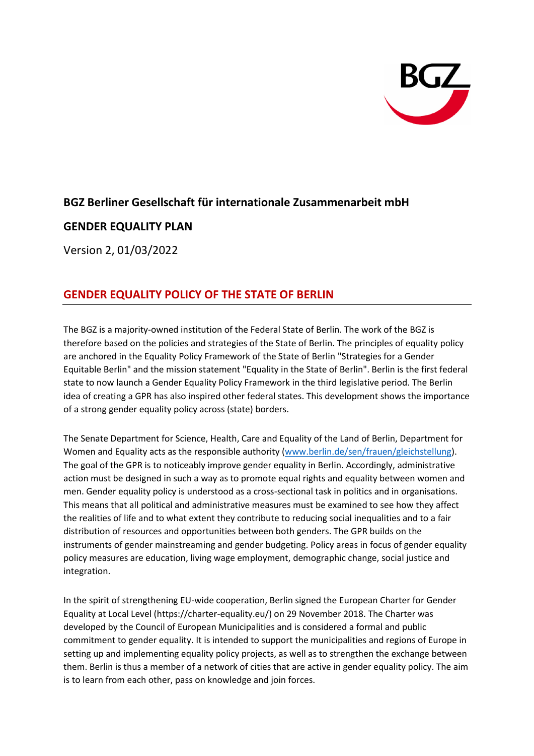**BGZ Berliner Gesellschaft für internationale Zusammenarbeit mbH**

**GENDER EQUALITY PLAN**

Version 2, 01/03/2022

## GENDER EQUALITY POLICY OF THE STATE OF BERLIN

The BGZ is a majority-owned institution of the Federal State of Berlin. The work of the BGZ is therefore based on the policies and strategies of the State of Berlin. The principles of equality policy are anchored in the Equality Policy Framework of the State of Berlin "Strategies for a Gender Equitable Berlin" and the mission statement "Equality in the State of Berlin". Berlin is the first federal state to now launch a Gender Equality Policy Framework in the third legislative period. The Berlin idea of creating a GPR has also inspired other federal states. This development shows the importance of a strong gender equality policy across (state) borders.

The Senate Department for Science, Health, Care and Equality of the Land of Berlin, Department for Women and Equality acts as the responsible authority (www.berlin.de/sen/frauen/gleichstellung). The goal of the GPR is to noticeably improve gender equality in Berlin. Accordingly, administrative action must be designed in such a way as to promote equal rights and equality between women and men. Gender equality policy is understood as a cross-sectional task in politics and in organisations. This means that all political and administrative measures must be examined to see how they affect the realities of life and to what extent they contribute to reducing social inequalities and to a fair distribution of resources and opportunities between both genders. The GPR builds on the instruments of gender mainstreaming and gender budgeting. Policy areas in focus of gender equality policy measures are education, living wage employment, demographic change, social justice and integration.

In the spirit of strengthening EU-wide cooperation, Berlin signed the European Charter for Gender Equality at Local Level (https://charter-equality.eu/) on 29 November 2018. The Charter was developed by the Council of European Municipalities and is considered a formal and public commitment to gender equality. It is intended to support the municipalities and regions of Europe in setting up and implementing equality policy projects, as well as to strengthen the exchange between them. Berlin is thus a member of a network of cities that are active in gender equality policy. The aim is to learn from each other, pass on knowledge and join forces.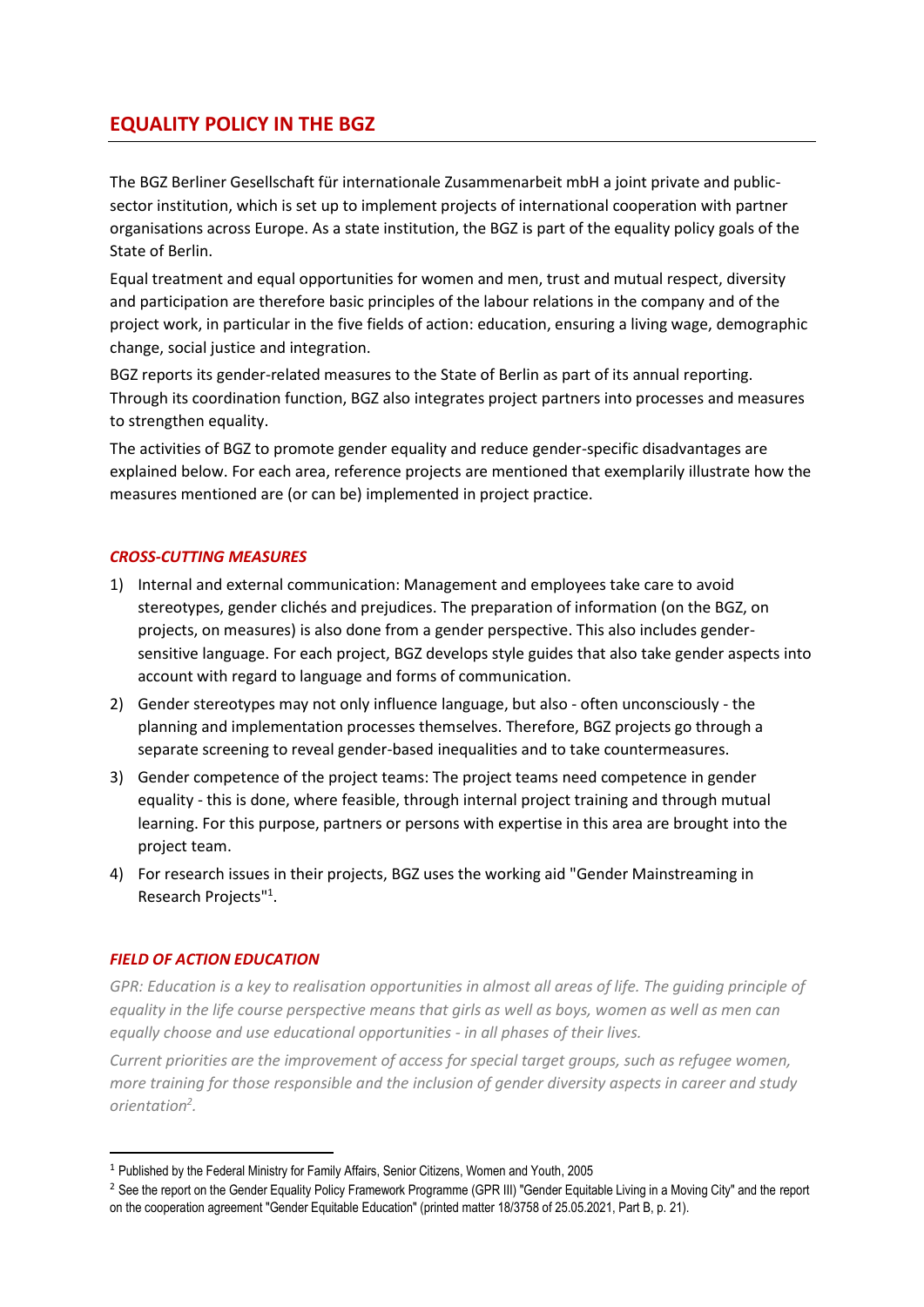## EQUALITY POLICY IN THE BGZ

The BGZ Berliner Gesellschaft für internationale Zusammenarbeit mbH a joint private and public-sector institution, which is set up to implement projects of international cooperation with partner organisations across Europe. As a state institution, the BGZ is part of the equality policy goals of the State of Berlin.

Equal treatment and equal opportunities for women and men, trust and mutual respect, diversity and participation are therefore basic principles of the labour relations in the company and of the project work, in particular in the five fields of action: education, ensuring a living wage, demographic change, social justice and integration.

BGZ reports its gender-related measures to the State of Berlin as part of its annual reporting. Through its coordination function, BGZ also integrates project partners into processes and measures to strengthen equality.

The activities of BGZ to promote gender equality and reduce gender-specific disadvantages are explained below. For each area, reference projects are mentioned that exemplarily illustrate how the measures mentioned are (or can be) implemented in project practice.

### *CROSS-CUTTING MEASURES*

1) Internal and external communication: Management and employees take care to avoid stereotypes, gender clichés and prejudices. The preparation of information (on the BGZ, on projects, on measures) is also done from a gender perspective. This also includes gender-sensitive language. For each project, BGZ develops style guides that also take gender aspects into account with regard to language and forms of communication.
2) Gender stereotypes may not only influence language, but also - often unconsciously - the planning and implementation processes themselves. Therefore, BGZ projects go through a separate screening to reveal gender-based inequalities and to take countermeasures.
3) Gender competence of the project teams: The project teams need competence in gender equality - this is done, where feasible, through internal project training and through mutual learning. For this purpose, partners or persons with expertise in this area are brought into the project team.
4) For research issues in their projects, BGZ uses the working aid "Gender Mainstreaming in Research Projects"[1].

### *FIELD OF ACTION EDUCATION*

*GPR: Education is a key to realisation opportunities in almost all areas of life. The guiding principle of equality in the life course perspective means that girls as well as boys, women as well as men can equally choose and use educational opportunities - in all phases of their lives.*

*Current priorities are the improvement of access for special target groups, such as refugee women, more training for those responsible and the inclusion of gender diversity aspects in career and study orientation*[2]*.*

---

[1] Published by the Federal Ministry for Family Affairs, Senior Citizens, Women and Youth, 2005

[2] See the report on the Gender Equality Policy Framework Programme (GPR III) "Gender Equitable Living in a Moving City" and the report on the cooperation agreement "Gender Equitable Education" (printed matter 18/3758 of 25.05.2021, Part B, p. 21).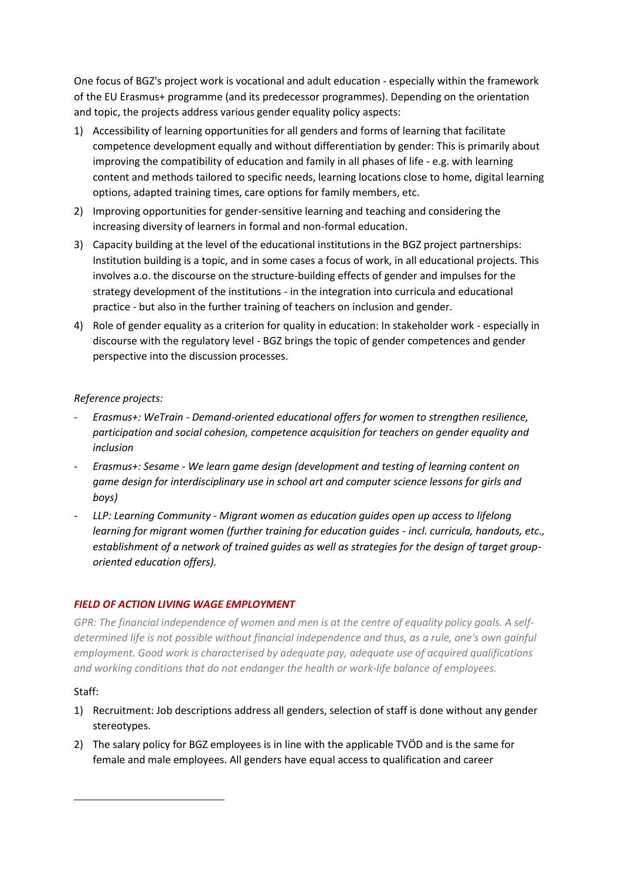One focus of BGZ's project work is vocational and adult education - especially within the framework of the EU Erasmus+ programme (and its predecessor programmes). Depending on the orientation and topic, the projects address various gender equality policy aspects:

1) Accessibility of learning opportunities for all genders and forms of learning that facilitate competence development equally and without differentiation by gender: This is primarily about improving the compatibility of education and family in all phases of life - e.g. with learning content and methods tailored to specific needs, learning locations close to home, digital learning options, adapted training times, care options for family members, etc.
2) Improving opportunities for gender-sensitive learning and teaching and considering the increasing diversity of learners in formal and non-formal education.
3) Capacity building at the level of the educational institutions in the BGZ project partnerships: Institution building is a topic, and in some cases a focus of work, in all educational projects. This involves a.o. the discourse on the structure-building effects of gender and impulses for the strategy development of the institutions - in the integration into curricula and educational practice - but also in the further training of teachers on inclusion and gender.
4) Role of gender equality as a criterion for quality in education: In stakeholder work - especially in discourse with the regulatory level - BGZ brings the topic of gender competences and gender perspective into the discussion processes.

*Reference projects:*

- *Erasmus+: WeTrain - Demand-oriented educational offers for women to strengthen resilience, participation and social cohesion, competence acquisition for teachers on gender equality and inclusion*
- *Erasmus+: Sesame - We learn game design (development and testing of learning content on game design for interdisciplinary use in school art and computer science lessons for girls and boys)*
- *LLP: Learning Community - Migrant women as education guides open up access to lifelong learning for migrant women (further training for education guides - incl. curricula, handouts, etc., establishment of a network of trained guides as well as strategies for the design of target group-oriented education offers).*

## *FIELD OF ACTION LIVING WAGE EMPLOYMENT*

*GPR: The financial independence of women and men is at the centre of equality policy goals. A self-determined life is not possible without financial independence and thus, as a rule, one's own gainful employment. Good work is characterised by adequate pay, adequate use of acquired qualifications and working conditions that do not endanger the health or work-life balance of employees.*

Staff:

1) Recruitment: Job descriptions address all genders, selection of staff is done without any gender stereotypes.
2) The salary policy for BGZ employees is in line with the applicable TVÖD and is the same for female and male employees. All genders have equal access to qualification and career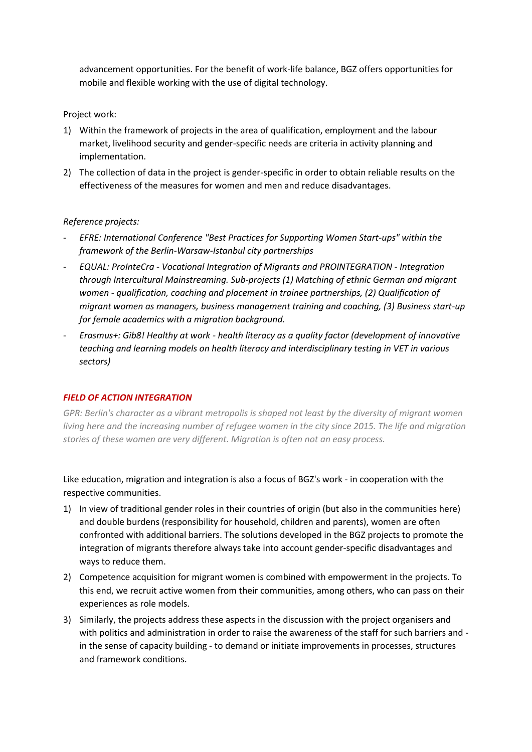advancement opportunities. For the benefit of work-life balance, BGZ offers opportunities for mobile and flexible working with the use of digital technology.

Project work:

1) Within the framework of projects in the area of qualification, employment and the labour market, livelihood security and gender-specific needs are criteria in activity planning and implementation.
2) The collection of data in the project is gender-specific in order to obtain reliable results on the effectiveness of the measures for women and men and reduce disadvantages.

*Reference projects:*

- *EFRE: International Conference "Best Practices for Supporting Women Start-ups" within the framework of the Berlin-Warsaw-Istanbul city partnerships*
- *EQUAL: ProInteCra - Vocational Integration of Migrants and PROINTEGRATION - Integration through Intercultural Mainstreaming. Sub-projects (1) Matching of ethnic German and migrant women - qualification, coaching and placement in trainee partnerships, (2) Qualification of migrant women as managers, business management training and coaching, (3) Business start-up for female academics with a migration background.*
- *Erasmus+: Gib8! Healthy at work - health literacy as a quality factor (development of innovative teaching and learning models on health literacy and interdisciplinary testing in VET in various sectors)*

### *FIELD OF ACTION INTEGRATION*

*GPR: Berlin's character as a vibrant metropolis is shaped not least by the diversity of migrant women living here and the increasing number of refugee women in the city since 2015. The life and migration stories of these women are very different. Migration is often not an easy process.*

Like education, migration and integration is also a focus of BGZ's work - in cooperation with the respective communities.

1) In view of traditional gender roles in their countries of origin (but also in the communities here) and double burdens (responsibility for household, children and parents), women are often confronted with additional barriers. The solutions developed in the BGZ projects to promote the integration of migrants therefore always take into account gender-specific disadvantages and ways to reduce them.
2) Competence acquisition for migrant women is combined with empowerment in the projects. To this end, we recruit active women from their communities, among others, who can pass on their experiences as role models.
3) Similarly, the projects address these aspects in the discussion with the project organisers and with politics and administration in order to raise the awareness of the staff for such barriers and - in the sense of capacity building - to demand or initiate improvements in processes, structures and framework conditions.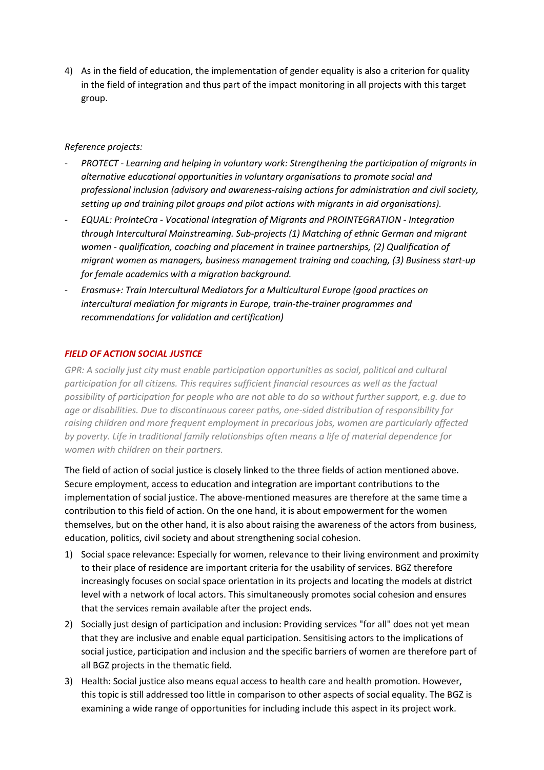4) As in the field of education, the implementation of gender equality is also a criterion for quality in the field of integration and thus part of the impact monitoring in all projects with this target group.

*Reference projects:*

- *PROTECT - Learning and helping in voluntary work: Strengthening the participation of migrants in alternative educational opportunities in voluntary organisations to promote social and professional inclusion (advisory and awareness-raising actions for administration and civil society, setting up and training pilot groups and pilot actions with migrants in aid organisations).*
- *EQUAL: ProInteCra - Vocational Integration of Migrants and PROINTEGRATION - Integration through Intercultural Mainstreaming. Sub-projects (1) Matching of ethnic German and migrant women - qualification, coaching and placement in trainee partnerships, (2) Qualification of migrant women as managers, business management training and coaching, (3) Business start-up for female academics with a migration background.*
- *Erasmus+: Train Intercultural Mediators for a Multicultural Europe (good practices on intercultural mediation for migrants in Europe, train-the-trainer programmes and recommendations for validation and certification)*

## *FIELD OF ACTION SOCIAL JUSTICE*

*GPR: A socially just city must enable participation opportunities as social, political and cultural participation for all citizens. This requires sufficient financial resources as well as the factual possibility of participation for people who are not able to do so without further support, e.g. due to age or disabilities. Due to discontinuous career paths, one-sided distribution of responsibility for raising children and more frequent employment in precarious jobs, women are particularly affected by poverty. Life in traditional family relationships often means a life of material dependence for women with children on their partners.*

The field of action of social justice is closely linked to the three fields of action mentioned above. Secure employment, access to education and integration are important contributions to the implementation of social justice. The above-mentioned measures are therefore at the same time a contribution to this field of action. On the one hand, it is about empowerment for the women themselves, but on the other hand, it is also about raising the awareness of the actors from business, education, politics, civil society and about strengthening social cohesion.

1) Social space relevance: Especially for women, relevance to their living environment and proximity to their place of residence are important criteria for the usability of services. BGZ therefore increasingly focuses on social space orientation in its projects and locating the models at district level with a network of local actors. This simultaneously promotes social cohesion and ensures that the services remain available after the project ends.
2) Socially just design of participation and inclusion: Providing services "for all" does not yet mean that they are inclusive and enable equal participation. Sensitising actors to the implications of social justice, participation and inclusion and the specific barriers of women are therefore part of all BGZ projects in the thematic field.
3) Health: Social justice also means equal access to health care and health promotion. However, this topic is still addressed too little in comparison to other aspects of social equality. The BGZ is examining a wide range of opportunities for including include this aspect in its project work.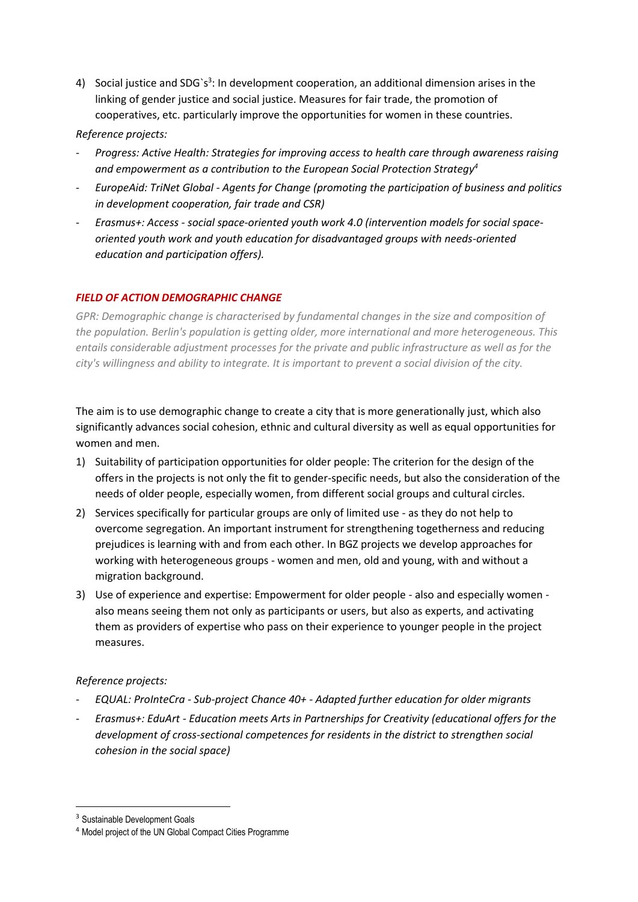4) Social justice and SDG`s[3]: In development cooperation, an additional dimension arises in the linking of gender justice and social justice. Measures for fair trade, the promotion of cooperatives, etc. particularly improve the opportunities for women in these countries.

*Reference projects:*

- *Progress: Active Health: Strategies for improving access to health care through awareness raising and empowerment as a contribution to the European Social Protection Strategy*[4]
- *EuropeAid: TriNet Global - Agents for Change (promoting the participation of business and politics in development cooperation, fair trade and CSR)*
- *Erasmus+: Access - social space-oriented youth work 4.0 (intervention models for social space-oriented youth work and youth education for disadvantaged groups with needs-oriented education and participation offers).*

## *FIELD OF ACTION DEMOGRAPHIC CHANGE*

*GPR: Demographic change is characterised by fundamental changes in the size and composition of the population. Berlin's population is getting older, more international and more heterogeneous. This entails considerable adjustment processes for the private and public infrastructure as well as for the city's willingness and ability to integrate. It is important to prevent a social division of the city.*

The aim is to use demographic change to create a city that is more generationally just, which also significantly advances social cohesion, ethnic and cultural diversity as well as equal opportunities for women and men.

1) Suitability of participation opportunities for older people: The criterion for the design of the offers in the projects is not only the fit to gender-specific needs, but also the consideration of the needs of older people, especially women, from different social groups and cultural circles.
2) Services specifically for particular groups are only of limited use - as they do not help to overcome segregation. An important instrument for strengthening togetherness and reducing prejudices is learning with and from each other. In BGZ projects we develop approaches for working with heterogeneous groups - women and men, old and young, with and without a migration background.
3) Use of experience and expertise: Empowerment for older people - also and especially women - also means seeing them not only as participants or users, but also as experts, and activating them as providers of expertise who pass on their experience to younger people in the project measures.

*Reference projects:*

- *EQUAL: ProInteCra - Sub-project Chance 40+ - Adapted further education for older migrants*
- *Erasmus+: EduArt - Education meets Arts in Partnerships for Creativity (educational offers for the development of cross-sectional competences for residents in the district to strengthen social cohesion in the social space)*

---

[3] Sustainable Development Goals

[4] Model project of the UN Global Compact Cities Programme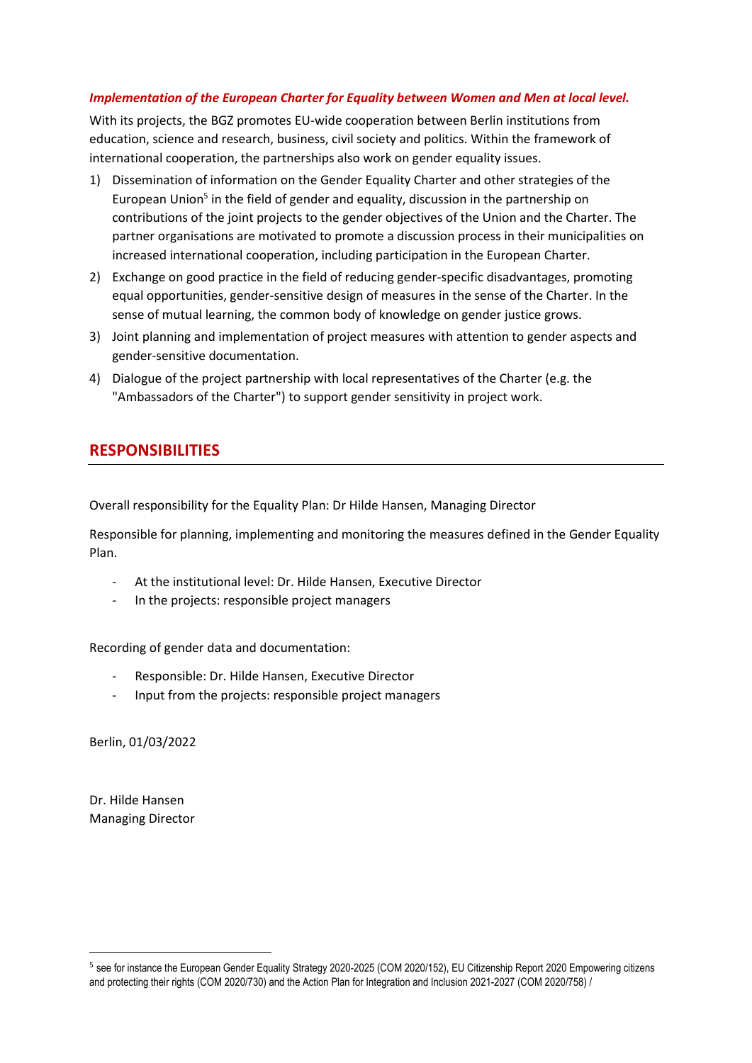***Implementation of the European Charter for Equality between Women and Men at local level.***

With its projects, the BGZ promotes EU-wide cooperation between Berlin institutions from education, science and research, business, civil society and politics. Within the framework of international cooperation, the partnerships also work on gender equality issues.

1) Dissemination of information on the Gender Equality Charter and other strategies of the European Union[5] in the field of gender and equality, discussion in the partnership on contributions of the joint projects to the gender objectives of the Union and the Charter. The partner organisations are motivated to promote a discussion process in their municipalities on increased international cooperation, including participation in the European Charter.
2) Exchange on good practice in the field of reducing gender-specific disadvantages, promoting equal opportunities, gender-sensitive design of measures in the sense of the Charter. In the sense of mutual learning, the common body of knowledge on gender justice grows.
3) Joint planning and implementation of project measures with attention to gender aspects and gender-sensitive documentation.
4) Dialogue of the project partnership with local representatives of the Charter (e.g. the "Ambassadors of the Charter") to support gender sensitivity in project work.

## RESPONSIBILITIES

Overall responsibility for the Equality Plan: Dr Hilde Hansen, Managing Director

Responsible for planning, implementing and monitoring the measures defined in the Gender Equality Plan.

- At the institutional level: Dr. Hilde Hansen, Executive Director
- In the projects: responsible project managers

Recording of gender data and documentation:

- Responsible: Dr. Hilde Hansen, Executive Director
- Input from the projects: responsible project managers

Berlin, 01/03/2022

Dr. Hilde Hansen
Managing Director

[5] see for instance the European Gender Equality Strategy 2020-2025 (COM 2020/152), EU Citizenship Report 2020 Empowering citizens and protecting their rights (COM 2020/730) and the Action Plan for Integration and Inclusion 2021-2027 (COM 2020/758) /